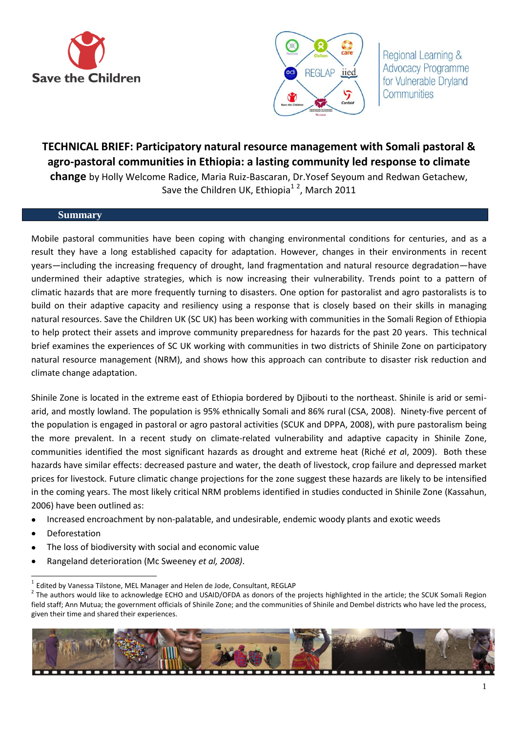Save the Children

REGLAP

Regional Learning & Advocacy Programme for Vulnerable Dryland Communities

# TECHNICAL BRIEF: Participatory natural resource management with Somali pastoral & agro-pastoral communities in Ethiopia: a lasting community led response to climate change

by Holly Welcome Radice, Maria Ruiz-Bascaran, Dr.Yosef Seyoum and Redwan Getachew, Save the Children UK, Ethiopia[1] [2], March 2011

## Summary

Mobile pastoral communities have been coping with changing environmental conditions for centuries, and as a result they have a long established capacity for adaptation. However, changes in their environments in recent years—including the increasing frequency of drought, land fragmentation and natural resource degradation—have undermined their adaptive strategies, which is now increasing their vulnerability. Trends point to a pattern of climatic hazards that are more frequently turning to disasters. One option for pastoralist and agro pastoralists is to build on their adaptive capacity and resiliency using a response that is closely based on their skills in managing natural resources. Save the Children UK (SC UK) has been working with communities in the Somali Region of Ethiopia to help protect their assets and improve community preparedness for hazards for the past 20 years. This technical brief examines the experiences of SC UK working with communities in two districts of Shinile Zone on participatory natural resource management (NRM), and shows how this approach can contribute to disaster risk reduction and climate change adaptation.

Shinile Zone is located in the extreme east of Ethiopia bordered by Djibouti to the northeast. Shinile is arid or semi-arid, and mostly lowland. The population is 95% ethnically Somali and 86% rural (CSA, 2008). Ninety-five percent of the population is engaged in pastoral or agro pastoral activities (SCUK and DPPA, 2008), with pure pastoralism being the more prevalent. In a recent study on climate-related vulnerability and adaptive capacity in Shinile Zone, communities identified the most significant hazards as drought and extreme heat (Riché *et al*, 2009). Both these hazards have similar effects: decreased pasture and water, the death of livestock, crop failure and depressed market prices for livestock. Future climatic change projections for the zone suggest these hazards are likely to be intensified in the coming years. The most likely critical NRM problems identified in studies conducted in Shinile Zone (Kassahun, 2006) have been outlined as:

- Increased encroachment by non-palatable, and undesirable, endemic woody plants and exotic weeds
- Deforestation
- The loss of biodiversity with social and economic value
- Rangeland deterioration (Mc Sweeney *et al, 2008)*.

[1] Edited by Vanessa Tilstone, MEL Manager and Helen de Jode, Consultant, REGLAP

[2] The authors would like to acknowledge ECHO and USAID/OFDA as donors of the projects highlighted in the article; the SCUK Somali Region field staff; Ann Mutua; the government officials of Shinile Zone; and the communities of Shinile and Dembel districts who have led the process, given their time and shared their experiences.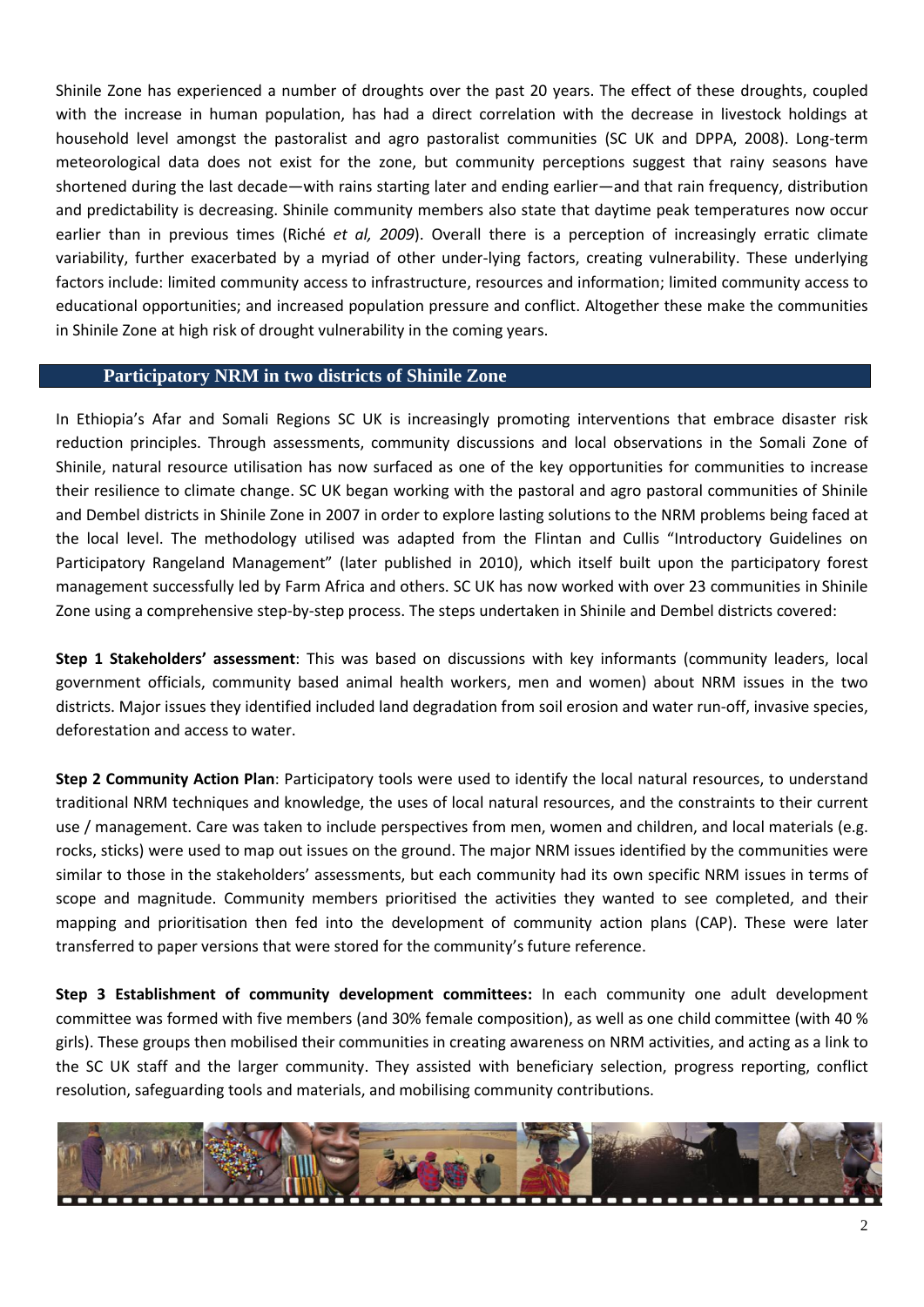Shinile Zone has experienced a number of droughts over the past 20 years. The effect of these droughts, coupled with the increase in human population, has had a direct correlation with the decrease in livestock holdings at household level amongst the pastoralist and agro pastoralist communities (SC UK and DPPA, 2008). Long-term meteorological data does not exist for the zone, but community perceptions suggest that rainy seasons have shortened during the last decade—with rains starting later and ending earlier—and that rain frequency, distribution and predictability is decreasing. Shinile community members also state that daytime peak temperatures now occur earlier than in previous times (Riché *et al, 2009*). Overall there is a perception of increasingly erratic climate variability, further exacerbated by a myriad of other under-lying factors, creating vulnerability. These underlying factors include: limited community access to infrastructure, resources and information; limited community access to educational opportunities; and increased population pressure and conflict. Altogether these make the communities in Shinile Zone at high risk of drought vulnerability in the coming years.

## Participatory NRM in two districts of Shinile Zone

In Ethiopia's Afar and Somali Regions SC UK is increasingly promoting interventions that embrace disaster risk reduction principles. Through assessments, community discussions and local observations in the Somali Zone of Shinile, natural resource utilisation has now surfaced as one of the key opportunities for communities to increase their resilience to climate change. SC UK began working with the pastoral and agro pastoral communities of Shinile and Dembel districts in Shinile Zone in 2007 in order to explore lasting solutions to the NRM problems being faced at the local level. The methodology utilised was adapted from the Flintan and Cullis "Introductory Guidelines on Participatory Rangeland Management" (later published in 2010), which itself built upon the participatory forest management successfully led by Farm Africa and others. SC UK has now worked with over 23 communities in Shinile Zone using a comprehensive step-by-step process. The steps undertaken in Shinile and Dembel districts covered:

**Step 1 Stakeholders' assessment**: This was based on discussions with key informants (community leaders, local government officials, community based animal health workers, men and women) about NRM issues in the two districts. Major issues they identified included land degradation from soil erosion and water run-off, invasive species, deforestation and access to water.

**Step 2 Community Action Plan**: Participatory tools were used to identify the local natural resources, to understand traditional NRM techniques and knowledge, the uses of local natural resources, and the constraints to their current use / management. Care was taken to include perspectives from men, women and children, and local materials (e.g. rocks, sticks) were used to map out issues on the ground. The major NRM issues identified by the communities were similar to those in the stakeholders' assessments, but each community had its own specific NRM issues in terms of scope and magnitude. Community members prioritised the activities they wanted to see completed, and their mapping and prioritisation then fed into the development of community action plans (CAP). These were later transferred to paper versions that were stored for the community's future reference.

**Step 3 Establishment of community development committees:** In each community one adult development committee was formed with five members (and 30% female composition), as well as one child committee (with 40 % girls). These groups then mobilised their communities in creating awareness on NRM activities, and acting as a link to the SC UK staff and the larger community. They assisted with beneficiary selection, progress reporting, conflict resolution, safeguarding tools and materials, and mobilising community contributions.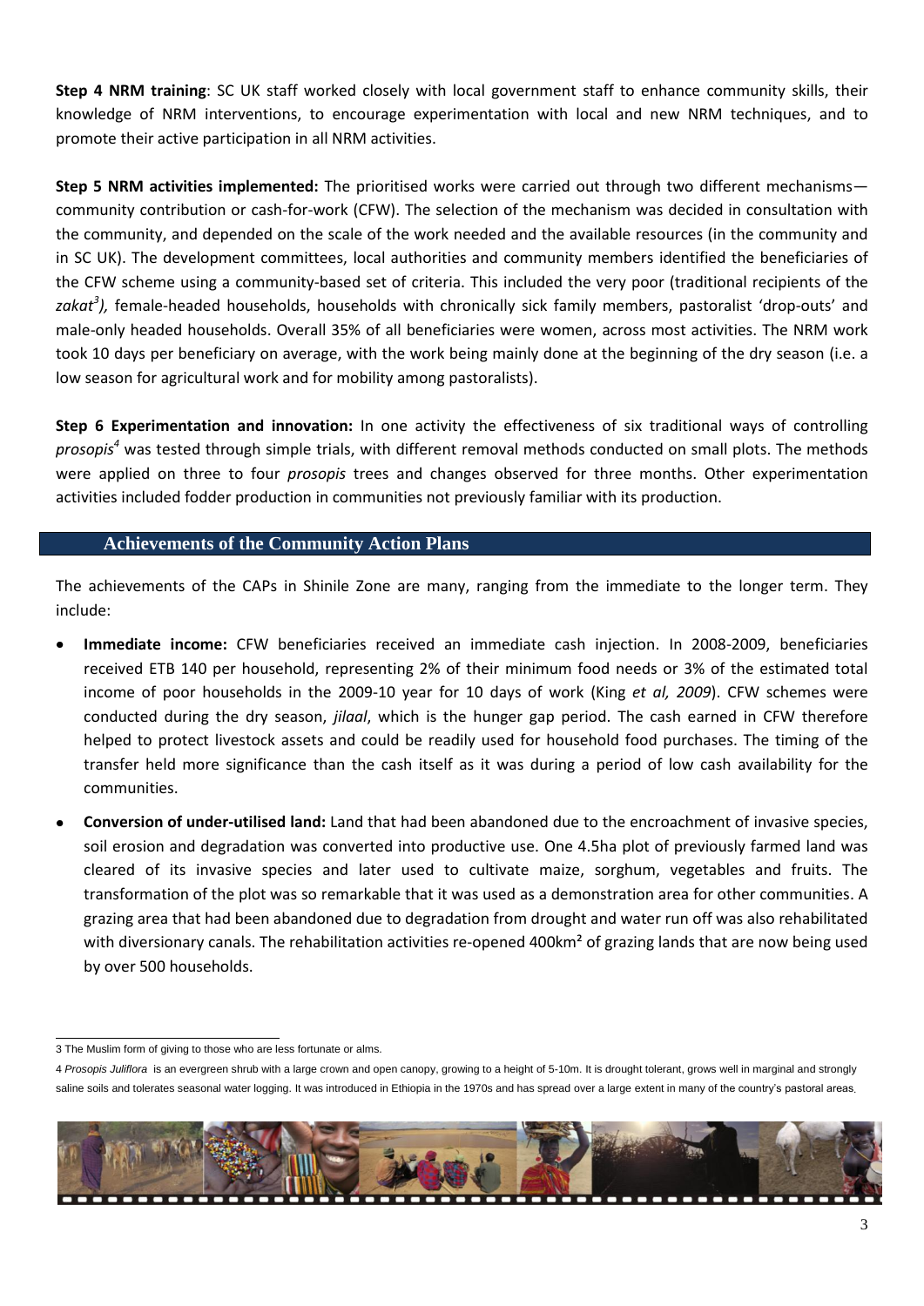**Step 4 NRM training**: SC UK staff worked closely with local government staff to enhance community skills, their knowledge of NRM interventions, to encourage experimentation with local and new NRM techniques, and to promote their active participation in all NRM activities.

**Step 5 NRM activities implemented:** The prioritised works were carried out through two different mechanisms—community contribution or cash-for-work (CFW). The selection of the mechanism was decided in consultation with the community, and depended on the scale of the work needed and the available resources (in the community and in SC UK). The development committees, local authorities and community members identified the beneficiaries of the CFW scheme using a community-based set of criteria. This included the very poor (traditional recipients of the *zakat*[3]*)*, female-headed households, households with chronically sick family members, pastoralist 'drop-outs' and male-only headed households. Overall 35% of all beneficiaries were women, across most activities. The NRM work took 10 days per beneficiary on average, with the work being mainly done at the beginning of the dry season (i.e. a low season for agricultural work and for mobility among pastoralists).

**Step 6 Experimentation and innovation:** In one activity the effectiveness of six traditional ways of controlling *prosopis*[4] was tested through simple trials, with different removal methods conducted on small plots. The methods were applied on three to four *prosopis* trees and changes observed for three months. Other experimentation activities included fodder production in communities not previously familiar with its production.

## Achievements of the Community Action Plans

The achievements of the CAPs in Shinile Zone are many, ranging from the immediate to the longer term. They include:

- **Immediate income:** CFW beneficiaries received an immediate cash injection. In 2008-2009, beneficiaries received ETB 140 per household, representing 2% of their minimum food needs or 3% of the estimated total income of poor households in the 2009-10 year for 10 days of work (King *et al, 2009*). CFW schemes were conducted during the dry season, *jilaal*, which is the hunger gap period. The cash earned in CFW therefore helped to protect livestock assets and could be readily used for household food purchases. The timing of the transfer held more significance than the cash itself as it was during a period of low cash availability for the communities.
- **Conversion of under-utilised land:** Land that had been abandoned due to the encroachment of invasive species, soil erosion and degradation was converted into productive use. One 4.5ha plot of previously farmed land was cleared of its invasive species and later used to cultivate maize, sorghum, vegetables and fruits. The transformation of the plot was so remarkable that it was used as a demonstration area for other communities. A grazing area that had been abandoned due to degradation from drought and water run off was also rehabilitated with diversionary canals. The rehabilitation activities re-opened 400km² of grazing lands that are now being used by over 500 households.

---

3 The Muslim form of giving to those who are less fortunate or alms.

4 *Prosopis Juliflora* is an evergreen shrub with a large crown and open canopy, growing to a height of 5-10m. It is drought tolerant, grows well in marginal and strongly saline soils and tolerates seasonal water logging. It was introduced in Ethiopia in the 1970s and has spread over a large extent in many of the country's pastoral areas.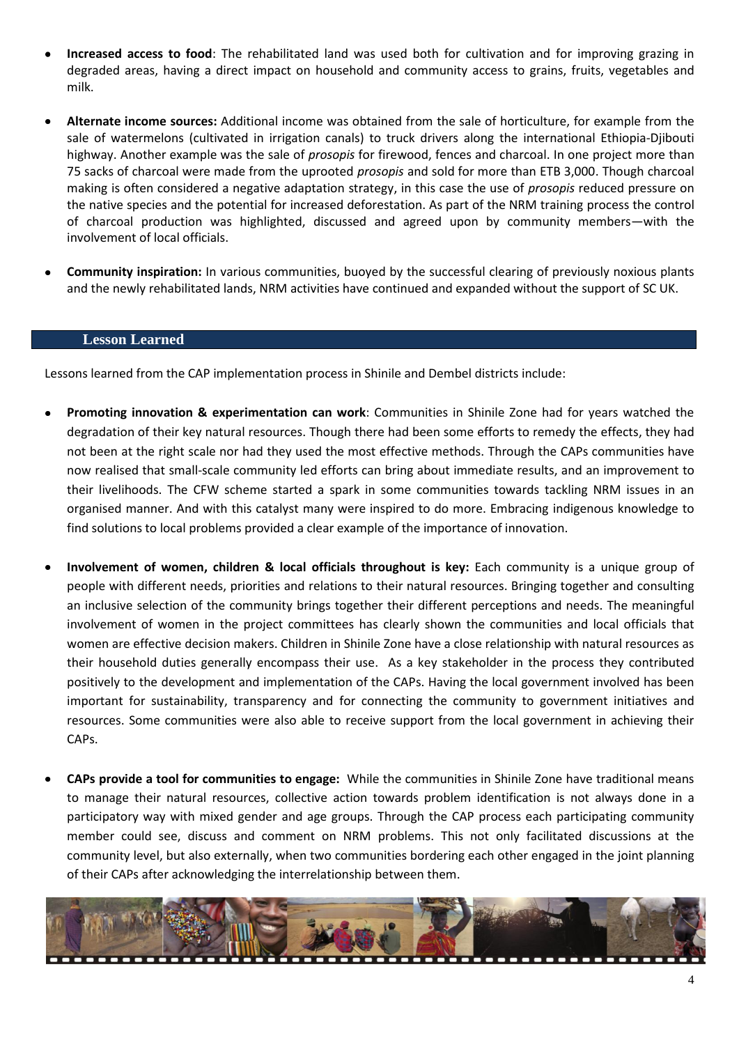- **Increased access to food**: The rehabilitated land was used both for cultivation and for improving grazing in degraded areas, having a direct impact on household and community access to grains, fruits, vegetables and milk.

- **Alternate income sources:** Additional income was obtained from the sale of horticulture, for example from the sale of watermelons (cultivated in irrigation canals) to truck drivers along the international Ethiopia-Djibouti highway. Another example was the sale of *prosopis* for firewood, fences and charcoal. In one project more than 75 sacks of charcoal were made from the uprooted *prosopis* and sold for more than ETB 3,000. Though charcoal making is often considered a negative adaptation strategy, in this case the use of *prosopis* reduced pressure on the native species and the potential for increased deforestation. As part of the NRM training process the control of charcoal production was highlighted, discussed and agreed upon by community members—with the involvement of local officials.

- **Community inspiration:** In various communities, buoyed by the successful clearing of previously noxious plants and the newly rehabilitated lands, NRM activities have continued and expanded without the support of SC UK.

## Lesson Learned

Lessons learned from the CAP implementation process in Shinile and Dembel districts include:

- **Promoting innovation & experimentation can work**: Communities in Shinile Zone had for years watched the degradation of their key natural resources. Though there had been some efforts to remedy the effects, they had not been at the right scale nor had they used the most effective methods. Through the CAPs communities have now realised that small-scale community led efforts can bring about immediate results, and an improvement to their livelihoods. The CFW scheme started a spark in some communities towards tackling NRM issues in an organised manner. And with this catalyst many were inspired to do more. Embracing indigenous knowledge to find solutions to local problems provided a clear example of the importance of innovation.

- **Involvement of women, children & local officials throughout is key:** Each community is a unique group of people with different needs, priorities and relations to their natural resources. Bringing together and consulting an inclusive selection of the community brings together their different perceptions and needs. The meaningful involvement of women in the project committees has clearly shown the communities and local officials that women are effective decision makers. Children in Shinile Zone have a close relationship with natural resources as their household duties generally encompass their use. As a key stakeholder in the process they contributed positively to the development and implementation of the CAPs. Having the local government involved has been important for sustainability, transparency and for connecting the community to government initiatives and resources. Some communities were also able to receive support from the local government in achieving their CAPs.

- **CAPs provide a tool for communities to engage:** While the communities in Shinile Zone have traditional means to manage their natural resources, collective action towards problem identification is not always done in a participatory way with mixed gender and age groups. Through the CAP process each participating community member could see, discuss and comment on NRM problems. This not only facilitated discussions at the community level, but also externally, when two communities bordering each other engaged in the joint planning of their CAPs after acknowledging the interrelationship between them.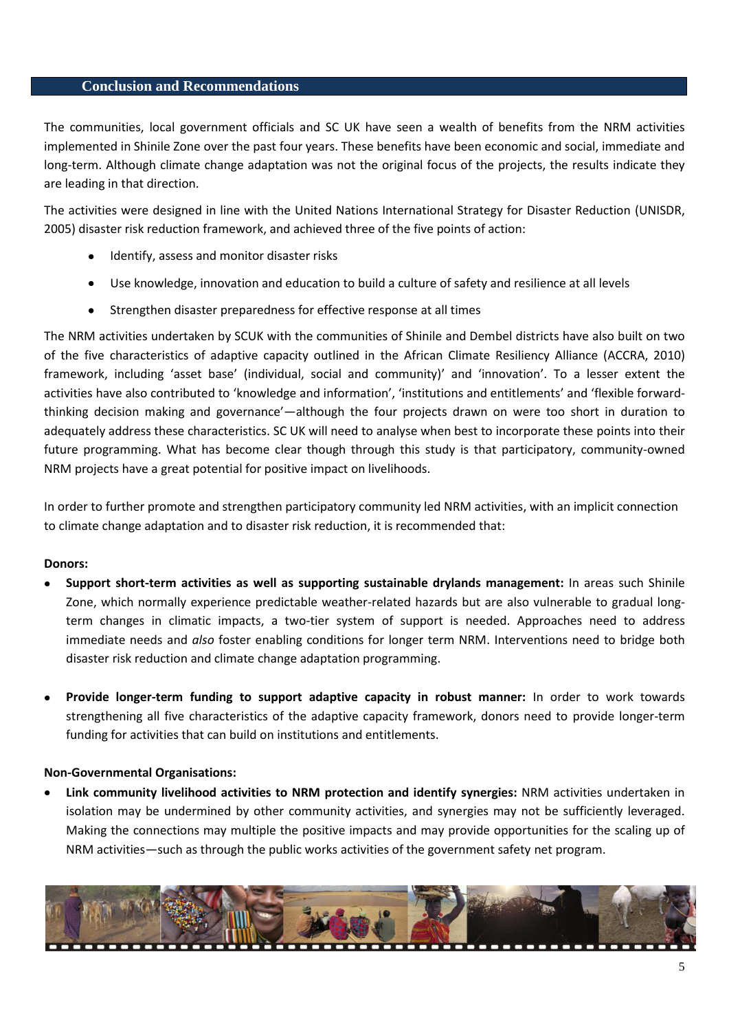## Conclusion and Recommendations

The communities, local government officials and SC UK have seen a wealth of benefits from the NRM activities implemented in Shinile Zone over the past four years. These benefits have been economic and social, immediate and long-term. Although climate change adaptation was not the original focus of the projects, the results indicate they are leading in that direction.

The activities were designed in line with the United Nations International Strategy for Disaster Reduction (UNISDR, 2005) disaster risk reduction framework, and achieved three of the five points of action:

- Identify, assess and monitor disaster risks
- Use knowledge, innovation and education to build a culture of safety and resilience at all levels
- Strengthen disaster preparedness for effective response at all times

The NRM activities undertaken by SCUK with the communities of Shinile and Dembel districts have also built on two of the five characteristics of adaptive capacity outlined in the African Climate Resiliency Alliance (ACCRA, 2010) framework, including 'asset base' (individual, social and community)' and 'innovation'. To a lesser extent the activities have also contributed to 'knowledge and information', 'institutions and entitlements' and 'flexible forward-thinking decision making and governance'—although the four projects drawn on were too short in duration to adequately address these characteristics. SC UK will need to analyse when best to incorporate these points into their future programming. What has become clear though through this study is that participatory, community-owned NRM projects have a great potential for positive impact on livelihoods.

In order to further promote and strengthen participatory community led NRM activities, with an implicit connection to climate change adaptation and to disaster risk reduction, it is recommended that:

**Donors:**

- **Support short-term activities as well as supporting sustainable drylands management:** In areas such Shinile Zone, which normally experience predictable weather-related hazards but are also vulnerable to gradual long-term changes in climatic impacts, a two-tier system of support is needed. Approaches need to address immediate needs and *also* foster enabling conditions for longer term NRM. Interventions need to bridge both disaster risk reduction and climate change adaptation programming.

- **Provide longer-term funding to support adaptive capacity in robust manner:** In order to work towards strengthening all five characteristics of the adaptive capacity framework, donors need to provide longer-term funding for activities that can build on institutions and entitlements.

**Non-Governmental Organisations:**

- **Link community livelihood activities to NRM protection and identify synergies:** NRM activities undertaken in isolation may be undermined by other community activities, and synergies may not be sufficiently leveraged. Making the connections may multiple the positive impacts and may provide opportunities for the scaling up of NRM activities—such as through the public works activities of the government safety net program.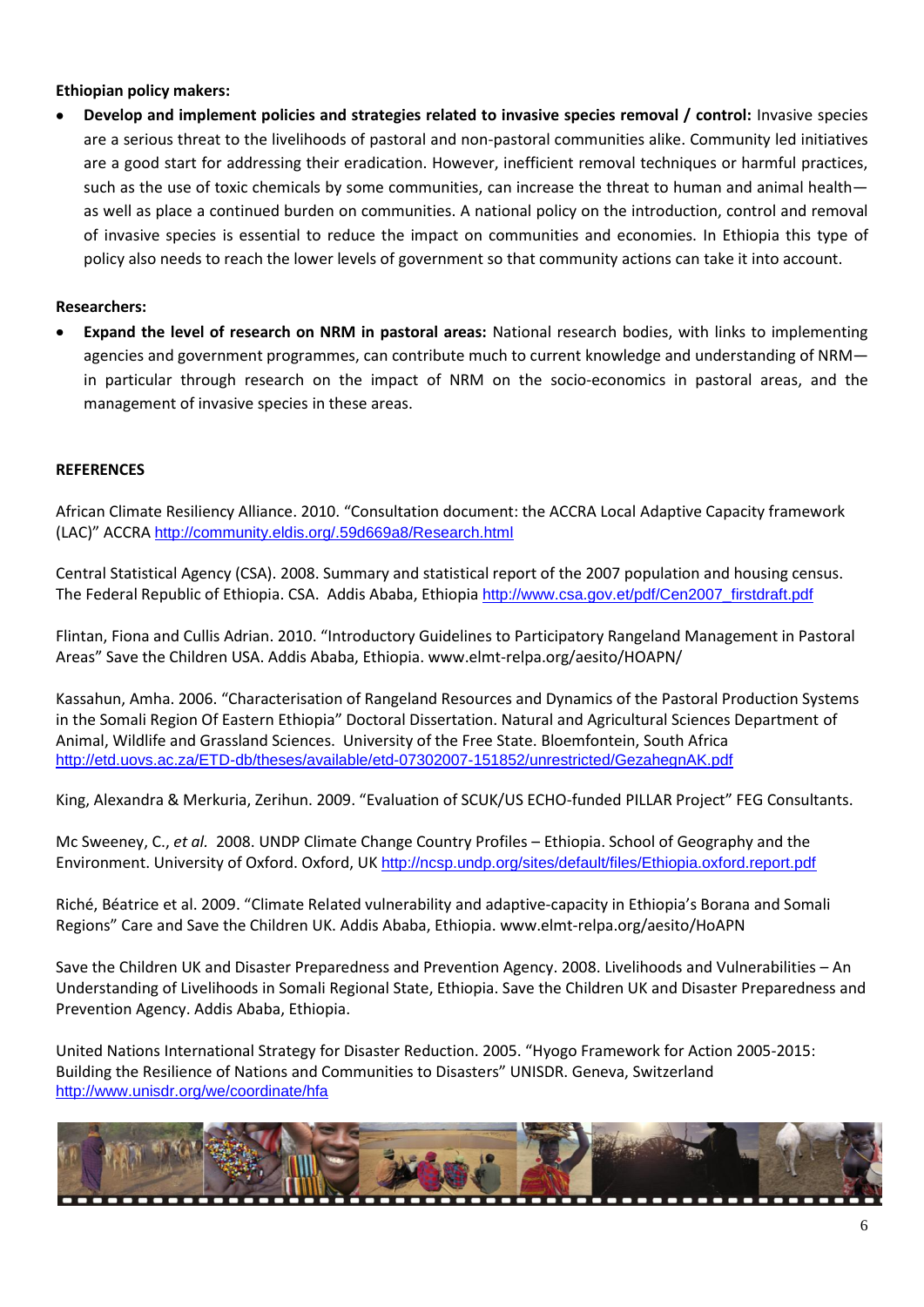**Ethiopian policy makers:**

- **Develop and implement policies and strategies related to invasive species removal / control:** Invasive species are a serious threat to the livelihoods of pastoral and non-pastoral communities alike. Community led initiatives are a good start for addressing their eradication. However, inefficient removal techniques or harmful practices, such as the use of toxic chemicals by some communities, can increase the threat to human and animal health—as well as place a continued burden on communities. A national policy on the introduction, control and removal of invasive species is essential to reduce the impact on communities and economies. In Ethiopia this type of policy also needs to reach the lower levels of government so that community actions can take it into account.

**Researchers:**

- **Expand the level of research on NRM in pastoral areas:** National research bodies, with links to implementing agencies and government programmes, can contribute much to current knowledge and understanding of NRM—in particular through research on the impact of NRM on the socio-economics in pastoral areas, and the management of invasive species in these areas.

**REFERENCES**

African Climate Resiliency Alliance. 2010. "Consultation document: the ACCRA Local Adaptive Capacity framework (LAC)" ACCRA http://community.eldis.org/.59d669a8/Research.html

Central Statistical Agency (CSA). 2008. Summary and statistical report of the 2007 population and housing census. The Federal Republic of Ethiopia. CSA. Addis Ababa, Ethiopia http://www.csa.gov.et/pdf/Cen2007_firstdraft.pdf

Flintan, Fiona and Cullis Adrian. 2010. "Introductory Guidelines to Participatory Rangeland Management in Pastoral Areas" Save the Children USA. Addis Ababa, Ethiopia. www.elmt-relpa.org/aesito/HOAPN/

Kassahun, Amha. 2006. "Characterisation of Rangeland Resources and Dynamics of the Pastoral Production Systems in the Somali Region Of Eastern Ethiopia" Doctoral Dissertation. Natural and Agricultural Sciences Department of Animal, Wildlife and Grassland Sciences. University of the Free State. Bloemfontein, South Africa http://etd.uovs.ac.za/ETD-db/theses/available/etd-07302007-151852/unrestricted/GezahegnAK.pdf

King, Alexandra & Merkuria, Zerihun. 2009. "Evaluation of SCUK/US ECHO-funded PILLAR Project" FEG Consultants.

Mc Sweeney, C., *et al.* 2008. UNDP Climate Change Country Profiles – Ethiopia. School of Geography and the Environment. University of Oxford. Oxford, UK http://ncsp.undp.org/sites/default/files/Ethiopia.oxford.report.pdf

Riché, Béatrice et al. 2009. "Climate Related vulnerability and adaptive-capacity in Ethiopia's Borana and Somali Regions" Care and Save the Children UK. Addis Ababa, Ethiopia. www.elmt-relpa.org/aesito/HoAPN

Save the Children UK and Disaster Preparedness and Prevention Agency. 2008. Livelihoods and Vulnerabilities – An Understanding of Livelihoods in Somali Regional State, Ethiopia. Save the Children UK and Disaster Preparedness and Prevention Agency. Addis Ababa, Ethiopia.

United Nations International Strategy for Disaster Reduction. 2005. "Hyogo Framework for Action 2005-2015: Building the Resilience of Nations and Communities to Disasters" UNISDR. Geneva, Switzerland http://www.unisdr.org/we/coordinate/hfa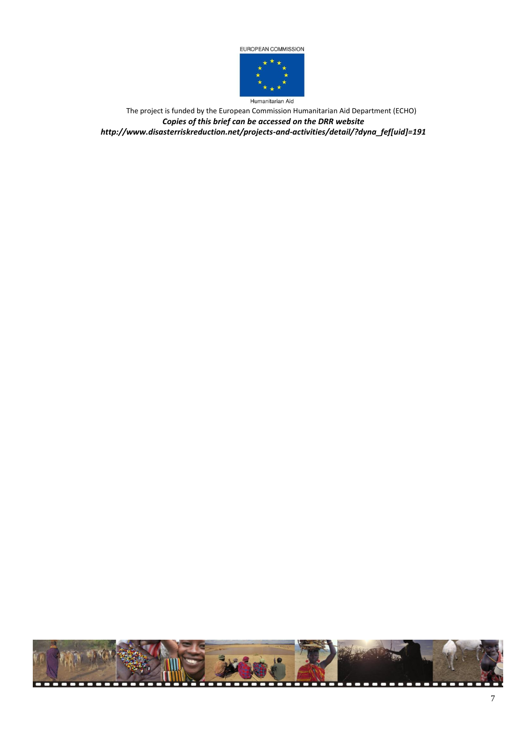EUROPEAN COMMISSION

Humanitarian Aid

The project is funded by the European Commission Humanitarian Aid Department (ECHO)

***Copies of this brief can be accessed on the DRR website***

***http://www.disasterriskreduction.net/projects-and-activities/detail/?dyna_fef[uid]=191***